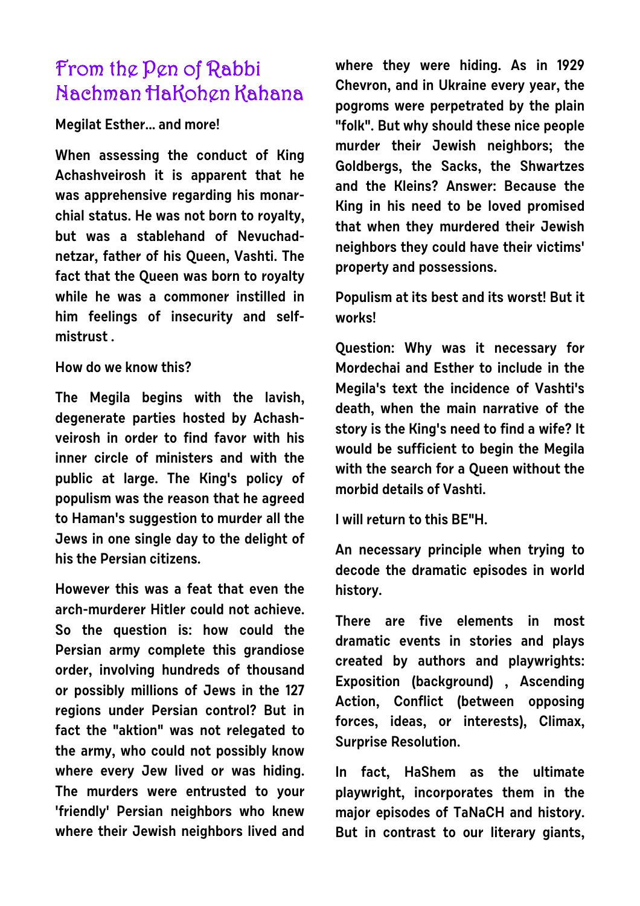# From the Pen of Rabbi Nachman HaKohen Kahana

**Megilat Esther... and more!**

**When assessing the conduct of King Achashveirosh it is apparent that he was apprehensive regarding his monarchial status. He was not born to royalty, but was a stablehand of Nevuchadnetzar, father of his Queen, Vashti. The fact that the Queen was born to royalty while he was a commoner instilled in him feelings of insecurity and self-mistrust .**

**How do we know this?**

**The Megila begins with the lavish, degenerate parties hosted by Achashveirosh in order to find favor with his inner circle of ministers and with the public at large. The King's policy of populism was the reason that he agreed to Haman's suggestion to murder all the Jews in one single day to the delight of his the Persian citizens.**

**However this was a feat that even the arch-murderer Hitler could not achieve. So the question is: how could the Persian army complete this grandiose order, involving hundreds of thousand or possibly millions of Jews in the 127 regions under Persian control? But in fact the "aktion" was not relegated to the army, who could not possibly know where every Jew lived or was hiding. The murders were entrusted to your 'friendly' Persian neighbors who knew where their Jewish neighbors lived and where they were hiding. As in 1929 Chevron, and in Ukraine every year, the pogroms were perpetrated by the plain "folk". But why should these nice people murder their Jewish neighbors; the Goldbergs, the Sacks, the Shwartzes and the Kleins? Answer: Because the King in his need to be loved promised that when they murdered their Jewish neighbors they could have their victims' property and possessions.**

**Populism at its best and its worst! But it works!**

**Question: Why was it necessary for Mordechai and Esther to include in the Megila's text the incidence of Vashti's death, when the main narrative of the story is the King's need to find a wife? It would be sufficient to begin the Megila with the search for a Queen without the morbid details of Vashti.**

**I will return to this BE"H.**

**An necessary principle when trying to decode the dramatic episodes in world history.**

**There are five elements in most dramatic events in stories and plays created by authors and playwrights: Exposition (background) , Ascending Action, Conflict (between opposing forces, ideas, or interests), Climax, Surprise Resolution.**

**In fact, HaShem as the ultimate playwright, incorporates them in the major episodes of TaNaCH and history. But in contrast to our literary giants,**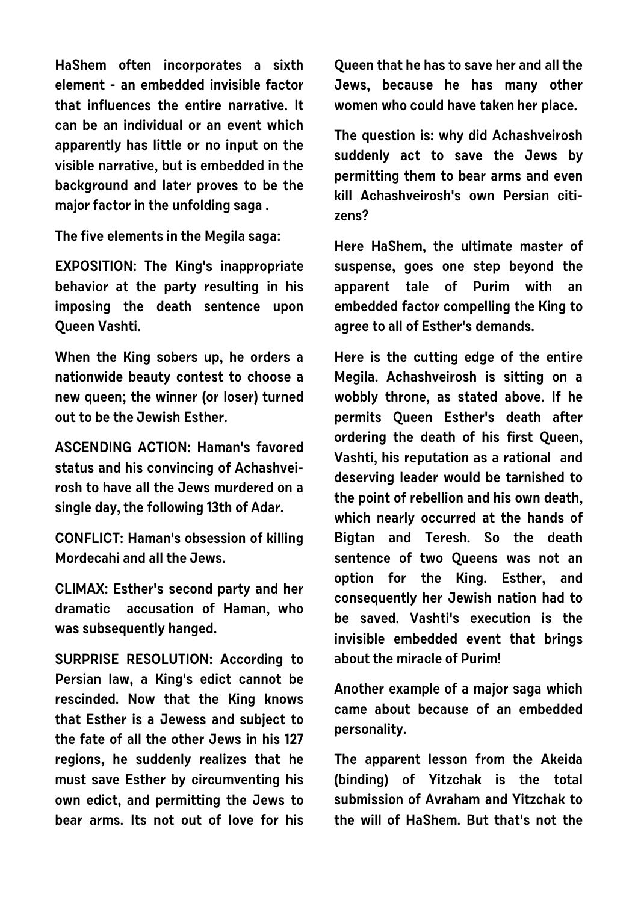HaShem often incorporates a sixth element - an embedded invisible factor that influences the entire narrative. It can be an individual or an event which apparently has little or no input on the visible narrative, but is embedded in the background and later proves to be the major factor in the unfolding saga .

The five elements in the Megila saga:

EXPOSITION: The King's inappropriate behavior at the party resulting in his imposing the death sentence upon Queen Vashti.

When the King sobers up, he orders a nationwide beauty contest to choose a new queen; the winner (or loser) turned out to be the Jewish Esther.

ASCENDING ACTION: Haman's favored status and his convincing of Achashveirosh to have all the Jews murdered on a single day, the following 13th of Adar.

CONFLICT: Haman's obsession of killing Mordecahi and all the Jews.

CLIMAX: Esther's second party and her dramatic accusation of Haman, who was subsequently hanged.

SURPRISE RESOLUTION: According to Persian law, a King's edict cannot be rescinded. Now that the King knows that Esther is a Jewess and subject to the fate of all the other Jews in his 127 regions, he suddenly realizes that he must save Esther by circumventing his own edict, and permitting the Jews to bear arms. Its not out of love for his Queen that he has to save her and all the Jews, because he has many other women who could have taken her place.

The question is: why did Achashveirosh suddenly act to save the Jews by permitting them to bear arms and even kill Achashveirosh's own Persian citizens?

Here HaShem, the ultimate master of suspense, goes one step beyond the apparent tale of Purim with an embedded factor compelling the King to agree to all of Esther's demands.

Here is the cutting edge of the entire Megila. Achashveirosh is sitting on a wobbly throne, as stated above. If he permits Queen Esther's death after ordering the death of his first Queen, Vashti, his reputation as a rational and deserving leader would be tarnished to the point of rebellion and his own death, which nearly occurred at the hands of Bigtan and Teresh. So the death sentence of two Queens was not an option for the King. Esther, and consequently her Jewish nation had to be saved. Vashti's execution is the invisible embedded event that brings about the miracle of Purim!

Another example of a major saga which came about because of an embedded personality.

The apparent lesson from the Akeida (binding) of Yitzchak is the total submission of Avraham and Yitzchak to the will of HaShem. But that's not the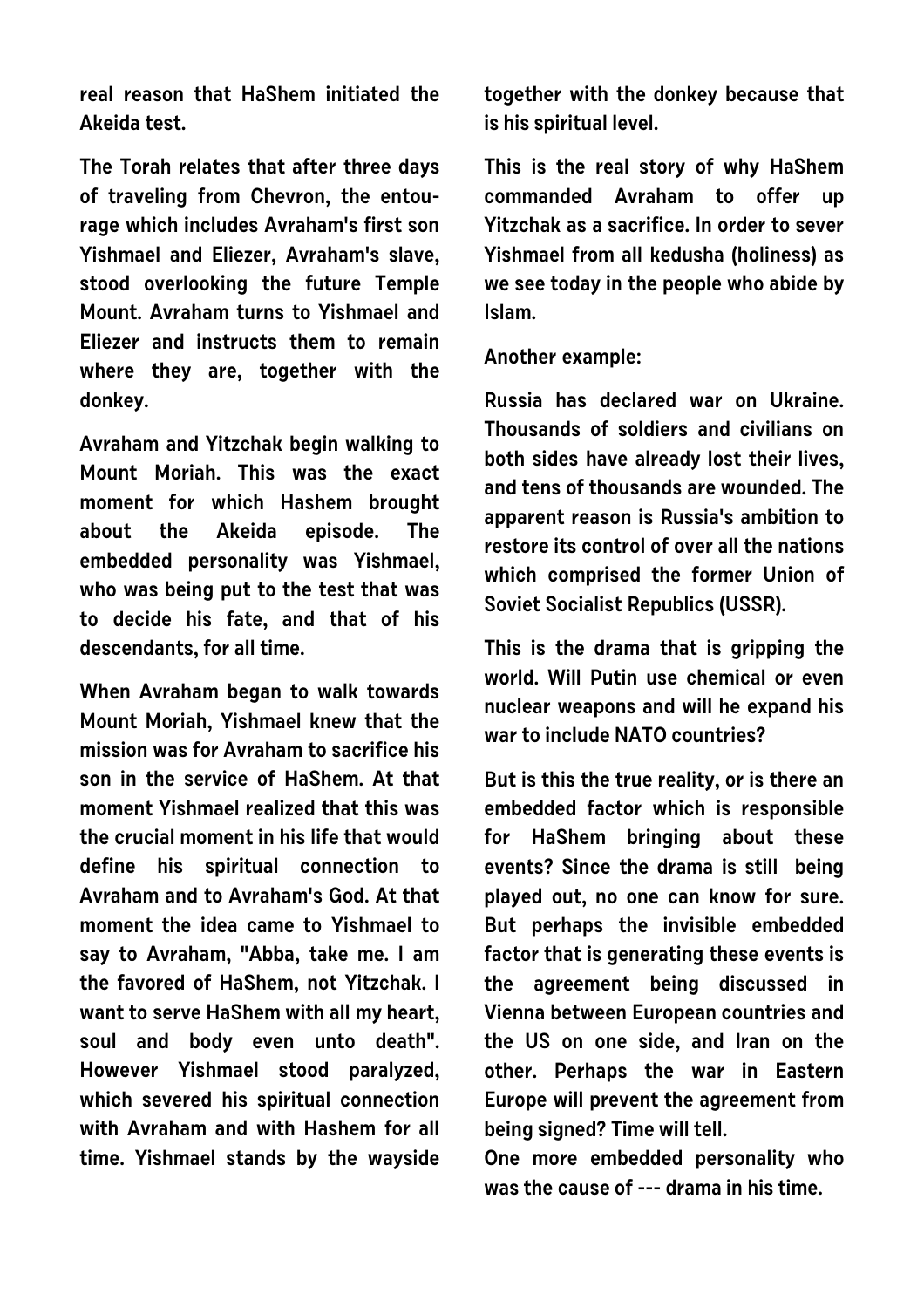**real reason that HaShem initiated the Akeida test.**

**The Torah relates that after three days of traveling from Chevron, the entourage which includes Avraham's first son Yishmael and Eliezer, Avraham's slave, stood overlooking the future Temple Mount. Avraham turns to Yishmael and Eliezer and instructs them to remain where they are, together with the donkey.**

**Avraham and Yitzchak begin walking to Mount Moriah. This was the exact moment for which Hashem brought about the Akeida episode. The embedded personality was Yishmael, who was being put to the test that was to decide his fate, and that of his descendants, for all time.**

**When Avraham began to walk towards Mount Moriah, Yishmael knew that the mission was for Avraham to sacrifice his son in the service of HaShem. At that moment Yishmael realized that this was the crucial moment in his life that would define his spiritual connection to Avraham and to Avraham's God. At that moment the idea came to Yishmael to say to Avraham, "Abba, take me. I am the favored of HaShem, not Yitzchak. I want to serve HaShem with all my heart, soul and body even unto death". However Yishmael stood paralyzed, which severed his spiritual connection with Avraham and with Hashem for all time. Yishmael stands by the wayside together with the donkey because that is his spiritual level.**

**This is the real story of why HaShem commanded Avraham to offer up Yitzchak as a sacrifice. In order to sever Yishmael from all kedusha (holiness) as we see today in the people who abide by Islam.**

**Another example:**

**Russia has declared war on Ukraine. Thousands of soldiers and civilians on both sides have already lost their lives, and tens of thousands are wounded. The apparent reason is Russia's ambition to restore its control of over all the nations which comprised the former Union of Soviet Socialist Republics (USSR).**

**This is the drama that is gripping the world. Will Putin use chemical or even nuclear weapons and will he expand his war to include NATO countries?**

**But is this the true reality, or is there an embedded factor which is responsible for HaShem bringing about these events? Since the drama is still being played out, no one can know for sure. But perhaps the invisible embedded factor that is generating these events is the agreement being discussed in Vienna between European countries and the US on one side, and Iran on the other. Perhaps the war in Eastern Europe will prevent the agreement from being signed? Time will tell.**

**One more embedded personality who was the cause of --- drama in his time.**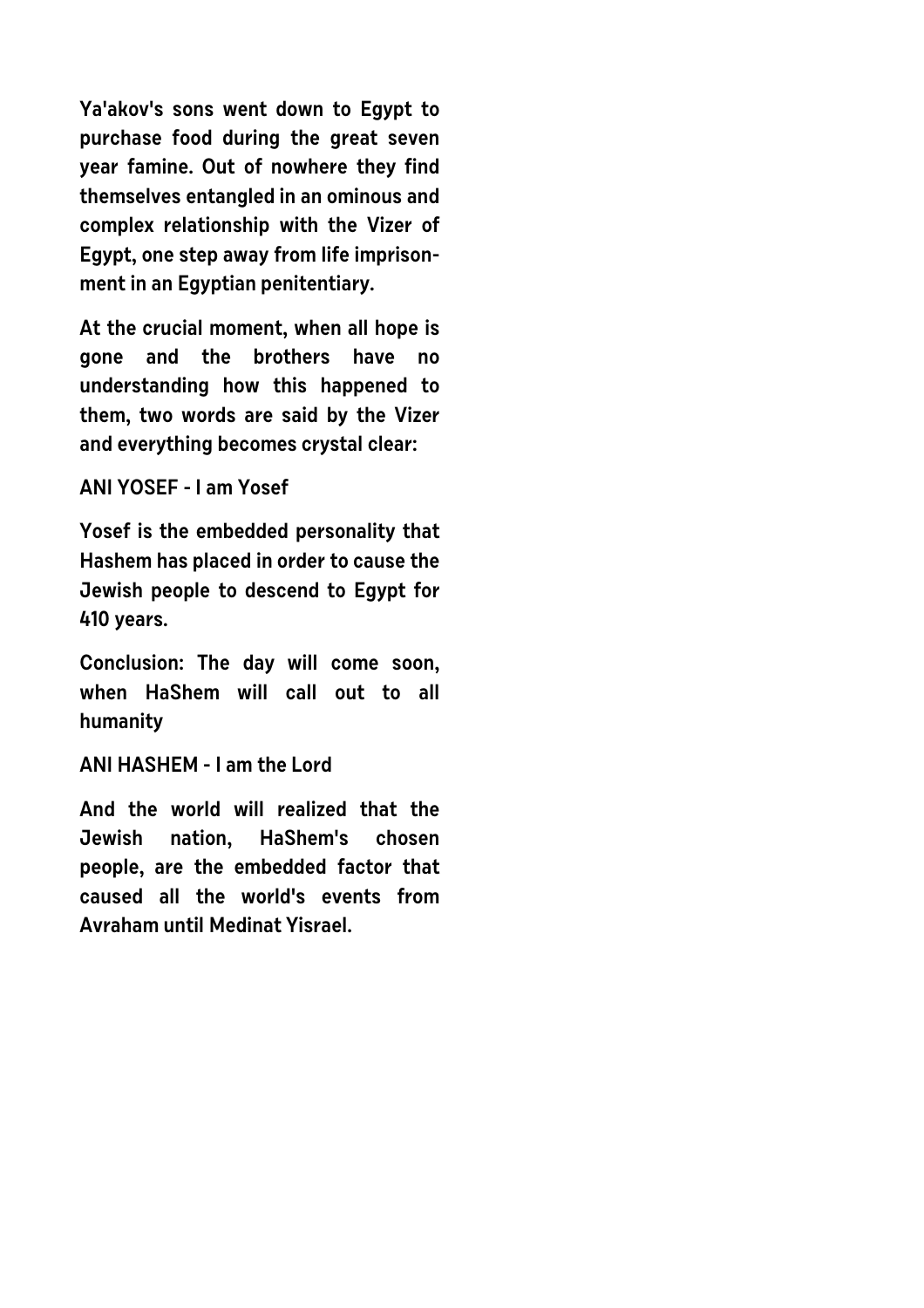**Ya'akov's sons went down to Egypt to purchase food during the great seven year famine. Out of nowhere they find themselves entangled in an ominous and complex relationship with the Vizer of Egypt, one step away from life imprisonment in an Egyptian penitentiary.**

**At the crucial moment, when all hope is gone and the brothers have no understanding how this happened to them, two words are said by the Vizer and everything becomes crystal clear:**

**ANI YOSEF - I am Yosef**

**Yosef is the embedded personality that Hashem has placed in order to cause the Jewish people to descend to Egypt for 410 years.**

**Conclusion: The day will come soon, when HaShem will call out to all humanity**

**ANI HASHEM - I am the Lord**

**And the world will realized that the Jewish nation, HaShem's chosen people, are the embedded factor that caused all the world's events from Avraham until Medinat Yisrael.**